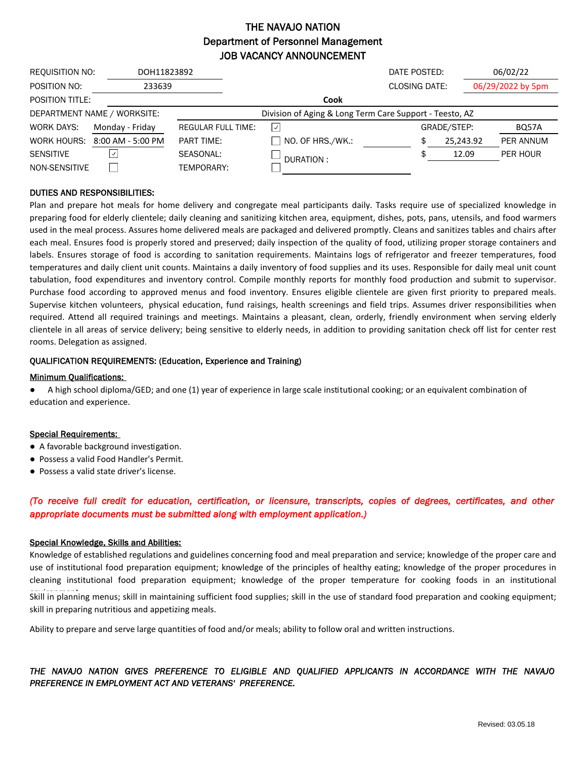# THE NAVAJO NATION
## Department of Personnel Management
## JOB VACANCY ANNOUNCEMENT

| | | | | |
|---|---|---|---|---|
| REQUISITION NO: | DOH11823892 | | DATE POSTED: | 06/02/22 |
| POSITION NO: | 233639 | | CLOSING DATE: | 06/29/2022 by 5pm |
| POSITION TITLE: | | Cook | | |
| DEPARTMENT NAME / WORKSITE: | | Division of Aging & Long Term Care Support - Teesto, AZ | | |

| | | | | | |
|---|---|---|---|---|---|
| WORK DAYS: | Monday - Friday | REGULAR FULL TIME: | ☑ | GRADE/STEP: | BQ57A |
| WORK HOURS: | 8:00 AM - 5:00 PM | PART TIME: | ☐ NO. OF HRS./WK.: | $ 25,243.92 | PER ANNUM |
| SENSITIVE | ☑ | SEASONAL: | ☐ DURATION : | $ 12.09 | PER HOUR |
| NON-SENSITIVE | ☐ | TEMPORARY: | ☐ | | |

### DUTIES AND RESPONSIBILITIES:

Plan and prepare hot meals for home delivery and congregate meal participants daily. Tasks require use of specialized knowledge in preparing food for elderly clientele; daily cleaning and sanitizing kitchen area, equipment, dishes, pots, pans, utensils, and food warmers used in the meal process. Assures home delivered meals are packaged and delivered promptly. Cleans and sanitizes tables and chairs after each meal. Ensures food is properly stored and preserved; daily inspection of the quality of food, utilizing proper storage containers and labels. Ensures storage of food is according to sanitation requirements. Maintains logs of refrigerator and freezer temperatures, food temperatures and daily client unit counts. Maintains a daily inventory of food supplies and its uses. Responsible for daily meal unit count tabulation, food expenditures and inventory control. Compile monthly reports for monthly food production and submit to supervisor. Purchase food according to approved menus and food inventory. Ensures eligible clientele are given first priority to prepared meals. Supervise kitchen volunteers, physical education, fund raisings, health screenings and field trips. Assumes driver responsibilities when required. Attend all required trainings and meetings. Maintains a pleasant, clean, orderly, friendly environment when serving elderly clientele in all areas of service delivery; being sensitive to elderly needs, in addition to providing sanitation check off list for center rest rooms. Delegation as assigned.

### QUALIFICATION REQUIREMENTS: (Education, Experience and Training)

**Minimum Qualifications:**

- A high school diploma/GED; and one (1) year of experience in large scale institutional cooking; or an equivalent combination of education and experience.

**Special Requirements:**

- A favorable background investigation.
- Possess a valid Food Handler's Permit.
- Possess a valid state driver's license.

*(To receive full credit for education, certification, or licensure, transcripts, copies of degrees, certificates, and other appropriate documents must be submitted along with employment application.)*

**Special Knowledge, Skills and Abilities:**

Knowledge of established regulations and guidelines concerning food and meal preparation and service; knowledge of the proper care and use of institutional food preparation equipment; knowledge of the principles of healthy eating; knowledge of the proper procedures in cleaning institutional food preparation equipment; knowledge of the proper temperature for cooking foods in an institutional environment.

Skill in planning menus; skill in maintaining sufficient food supplies; skill in the use of standard food preparation and cooking equipment; skill in preparing nutritious and appetizing meals.

Ability to prepare and serve large quantities of food and/or meals; ability to follow oral and written instructions.

*THE NAVAJO NATION GIVES PREFERENCE TO ELIGIBLE AND QUALIFIED APPLICANTS IN ACCORDANCE WITH THE NAVAJO PREFERENCE IN EMPLOYMENT ACT AND VETERANS' PREFERENCE.*

Revised: 03.05.18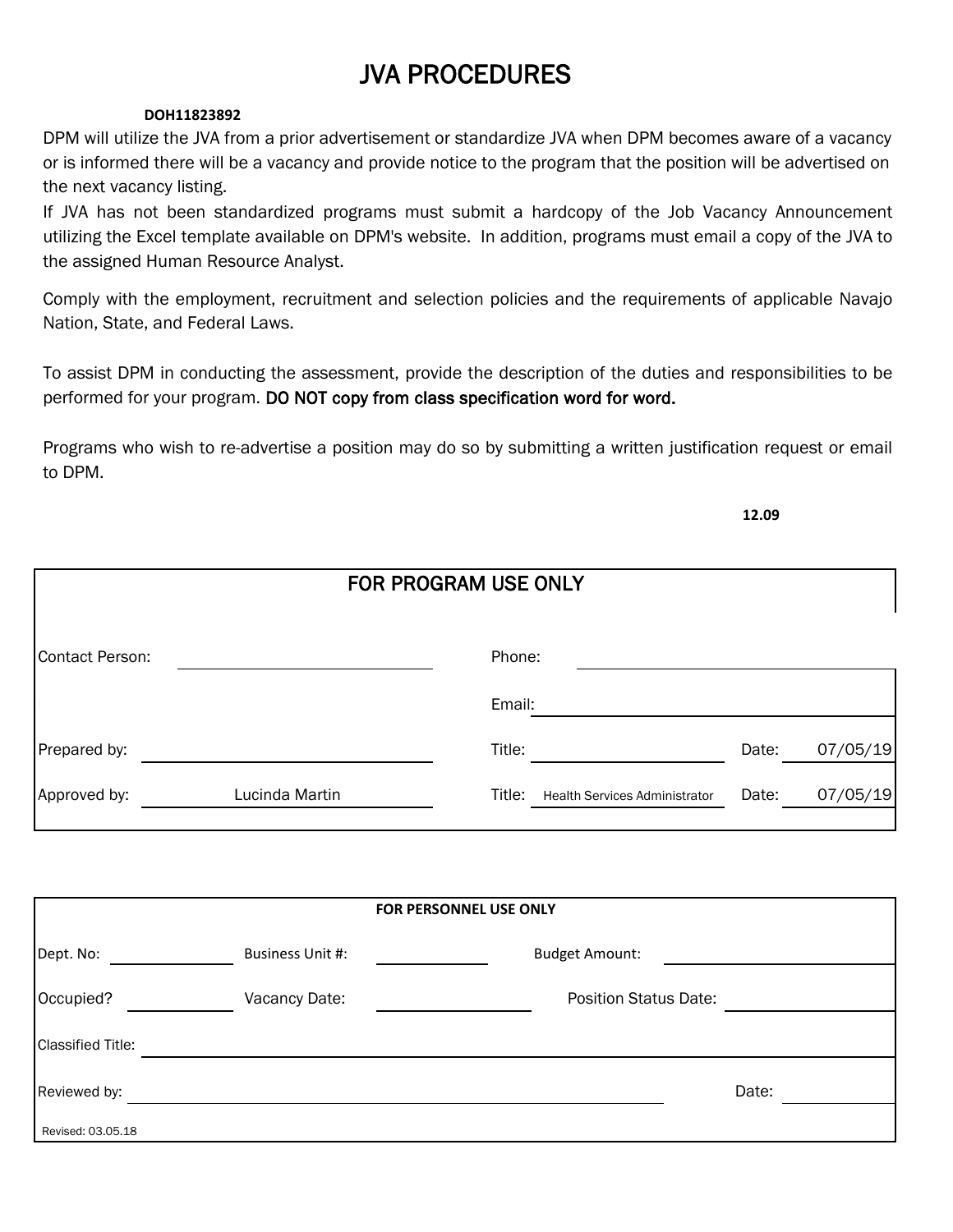# JVA PROCEDURES

**DOH11823892**

DPM will utilize the JVA from a prior advertisement or standardize JVA when DPM becomes aware of a vacancy or is informed there will be a vacancy and provide notice to the program that the position will be advertised on the next vacancy listing.

If JVA has not been standardized programs must submit a hardcopy of the Job Vacancy Announcement utilizing the Excel template available on DPM's website. In addition, programs must email a copy of the JVA to the assigned Human Resource Analyst.

Comply with the employment, recruitment and selection policies and the requirements of applicable Navajo Nation, State, and Federal Laws.

To assist DPM in conducting the assessment, provide the description of the duties and responsibilities to be performed for your program. DO NOT copy from class specification word for word.

Programs who wish to re-advertise a position may do so by submitting a written justification request or email to DPM.

**12.09**

## FOR PROGRAM USE ONLY

| | | | | | |
|---|---|---|---|---|---|
| Contact Person: | | Phone: | | | |
| | | Email: | | | |
| Prepared by: | | Title: | | Date: | 07/05/19 |
| Approved by: | Lucinda Martin | Title: | Health Services Administrator | Date: | 07/05/19 |

**FOR PERSONNEL USE ONLY**

| | | | | | |
|---|---|---|---|---|---|
| Dept. No: | | Business Unit #: | | Budget Amount: | |
| Occupied? | | Vacancy Date: | | Position Status Date: | |
| Classified Title: | | | | | |
| Reviewed by: | | | | Date: | |

Revised: 03.05.18